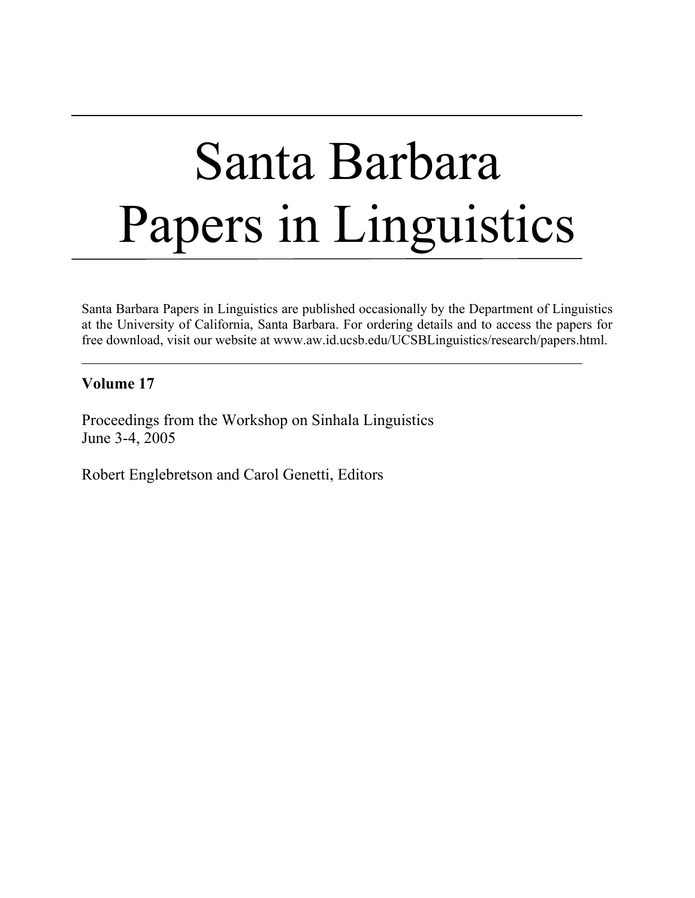# Santa Barbara Papers in Linguistics

Santa Barbara Papers in Linguistics are published occasionally by the Department of Linguistics at the University of California, Santa Barbara. For ordering details and to access the papers for free download, visit our website at www.aw.id.ucsb.edu/UCSBLinguistics/research/papers.html.

---

**Volume 17**

Proceedings from the Workshop on Sinhala Linguistics
June 3-4, 2005

Robert Englebretson and Carol Genetti, Editors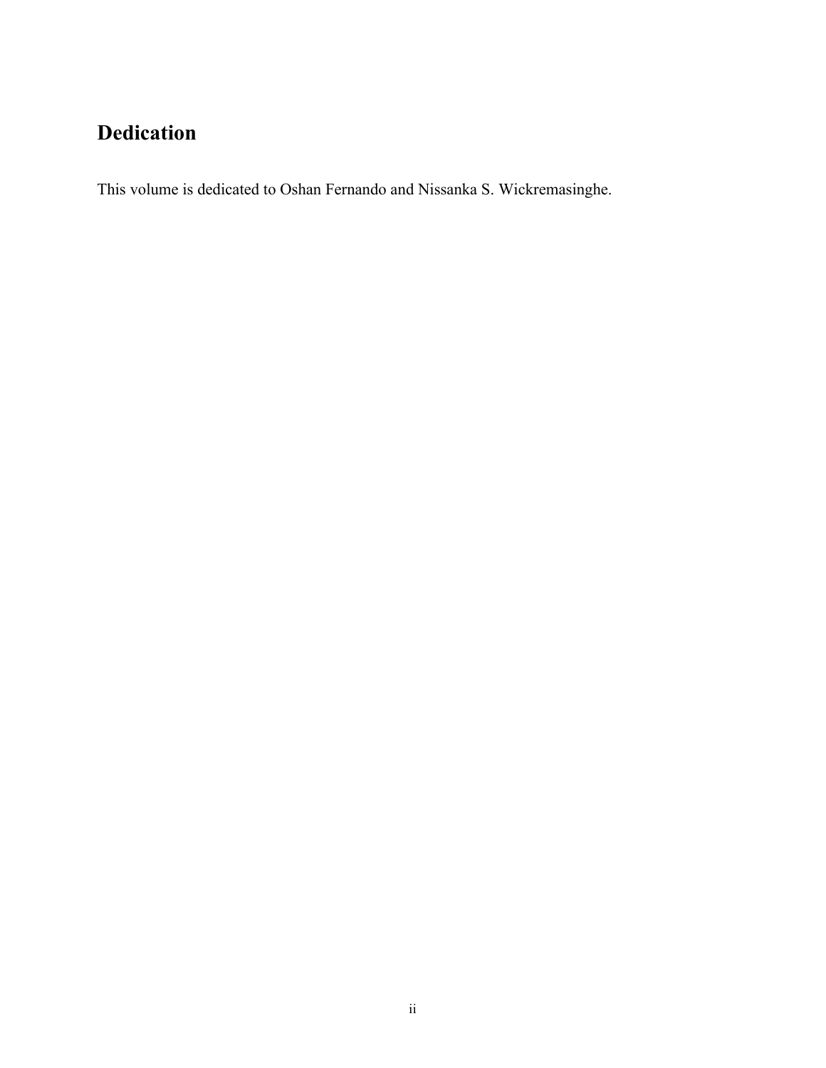# Dedication

This volume is dedicated to Oshan Fernando and Nissanka S. Wickremasinghe.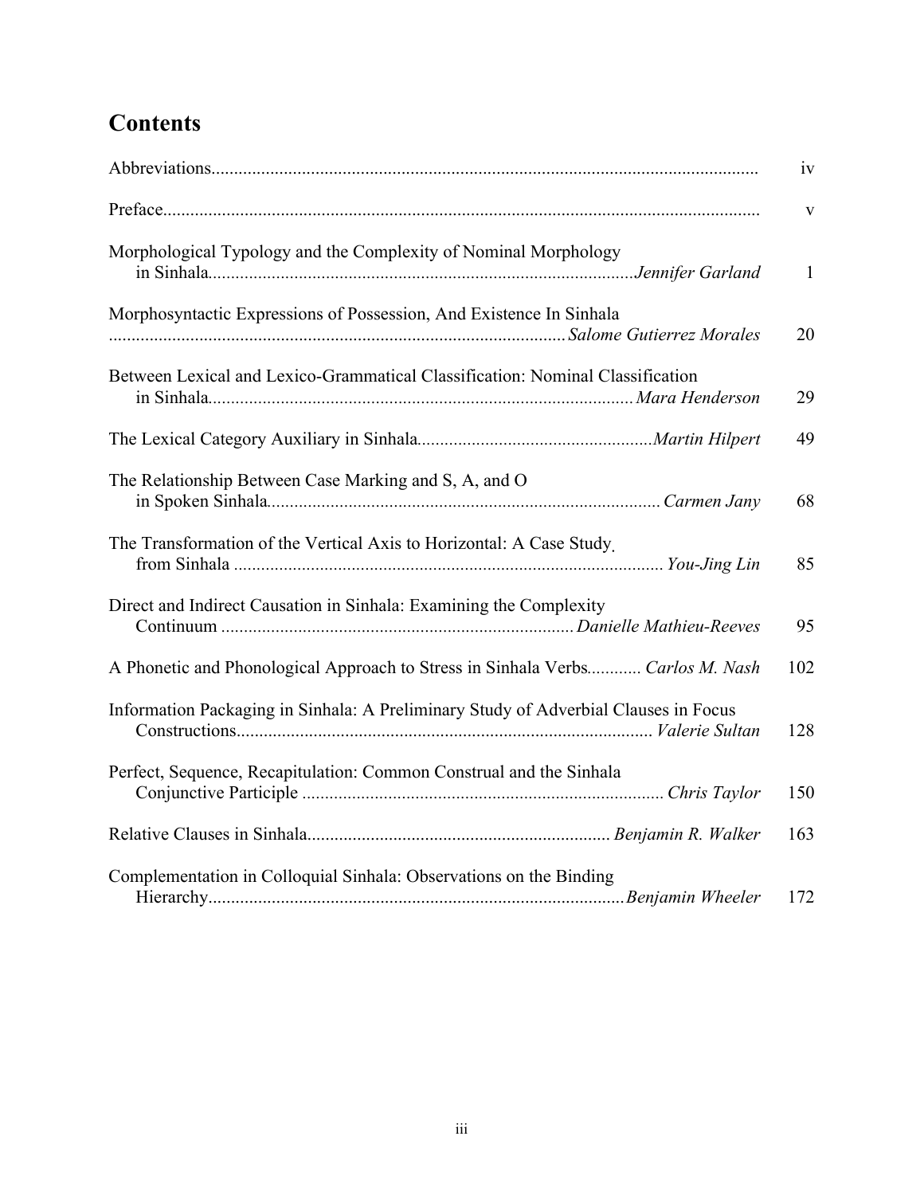# Contents

| | |
|---|---|
| Abbreviations | iv |
| Preface | v |
| Morphological Typology and the Complexity of Nominal Morphology in Sinhala ... *Jennifer Garland* | 1 |
| Morphosyntactic Expressions of Possession, And Existence In Sinhala ... *Salome Gutierrez Morales* | 20 |
| Between Lexical and Lexico-Grammatical Classification: Nominal Classification in Sinhala ... *Mara Henderson* | 29 |
| The Lexical Category Auxiliary in Sinhala ... *Martin Hilpert* | 49 |
| The Relationship Between Case Marking and S, A, and O in Spoken Sinhala ... *Carmen Jany* | 68 |
| The Transformation of the Vertical Axis to Horizontal: A Case Study from Sinhala ... *You-Jing Lin* | 85 |
| Direct and Indirect Causation in Sinhala: Examining the Complexity Continuum ... *Danielle Mathieu-Reeves* | 95 |
| A Phonetic and Phonological Approach to Stress in Sinhala Verbs ... *Carlos M. Nash* | 102 |
| Information Packaging in Sinhala: A Preliminary Study of Adverbial Clauses in Focus Constructions ... *Valerie Sultan* | 128 |
| Perfect, Sequence, Recapitulation: Common Construal and the Sinhala Conjunctive Participle ... *Chris Taylor* | 150 |
| Relative Clauses in Sinhala ... *Benjamin R. Walker* | 163 |
| Complementation in Colloquial Sinhala: Observations on the Binding Hierarchy ... *Benjamin Wheeler* | 172 |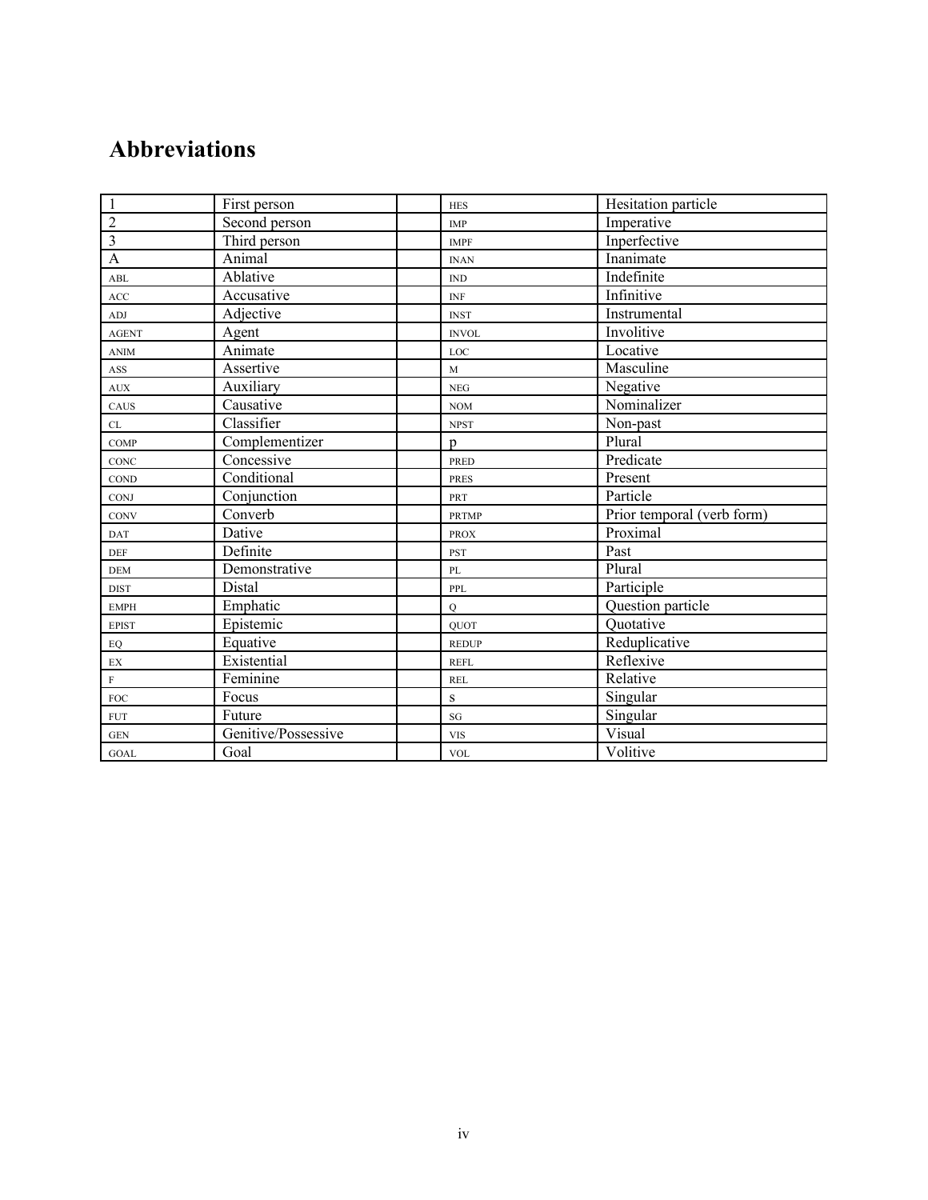# Abbreviations

| | | | | |
|---|---|---|---|---|
| 1 | First person | | HES | Hesitation particle |
| 2 | Second person | | IMP | Imperative |
| 3 | Third person | | IMPF | Inperfective |
| A | Animal | | INAN | Inanimate |
| ABL | Ablative | | IND | Indefinite |
| ACC | Accusative | | INF | Infinitive |
| ADJ | Adjective | | INST | Instrumental |
| AGENT | Agent | | INVOL | Involitive |
| ANIM | Animate | | LOC | Locative |
| ASS | Assertive | | M | Masculine |
| AUX | Auxiliary | | NEG | Negative |
| CAUS | Causative | | NOM | Nominalizer |
| CL | Classifier | | NPST | Non-past |
| COMP | Complementizer | | p | Plural |
| CONC | Concessive | | PRED | Predicate |
| COND | Conditional | | PRES | Present |
| CONJ | Conjunction | | PRT | Particle |
| CONV | Converb | | PRTMP | Prior temporal (verb form) |
| DAT | Dative | | PROX | Proximal |
| DEF | Definite | | PST | Past |
| DEM | Demonstrative | | PL | Plural |
| DIST | Distal | | PPL | Participle |
| EMPH | Emphatic | | Q | Question particle |
| EPIST | Epistemic | | QUOT | Quotative |
| EQ | Equative | | REDUP | Reduplicative |
| EX | Existential | | REFL | Reflexive |
| F | Feminine | | REL | Relative |
| FOC | Focus | | S | Singular |
| FUT | Future | | SG | Singular |
| GEN | Genitive/Possessive | | VIS | Visual |
| GOAL | Goal | | VOL | Volitive |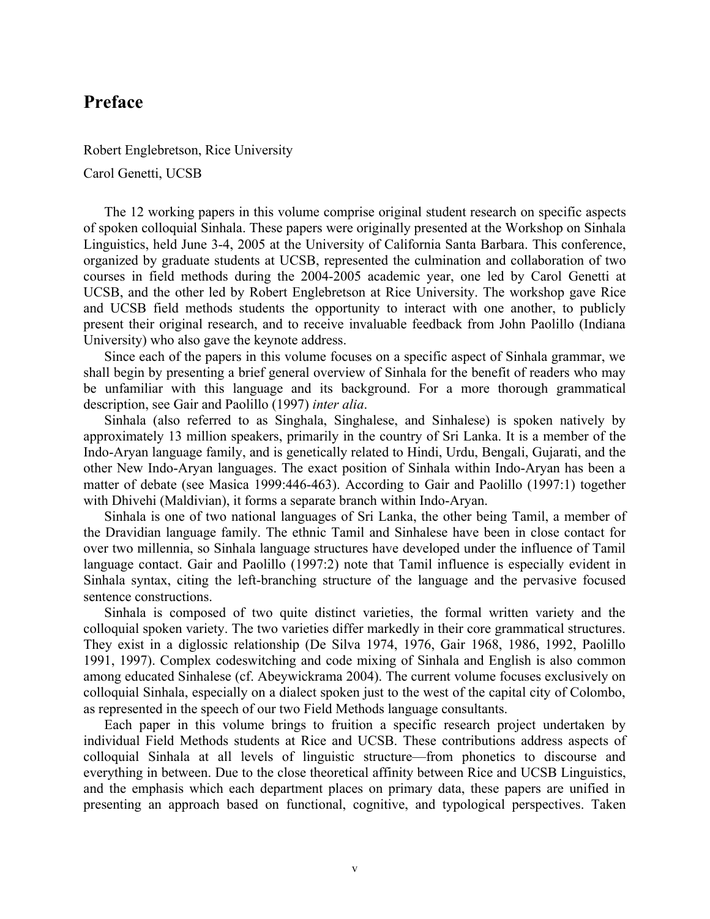# Preface

Robert Englebretson, Rice University

Carol Genetti, UCSB

The 12 working papers in this volume comprise original student research on specific aspects of spoken colloquial Sinhala. These papers were originally presented at the Workshop on Sinhala Linguistics, held June 3-4, 2005 at the University of California Santa Barbara. This conference, organized by graduate students at UCSB, represented the culmination and collaboration of two courses in field methods during the 2004-2005 academic year, one led by Carol Genetti at UCSB, and the other led by Robert Englebretson at Rice University. The workshop gave Rice and UCSB field methods students the opportunity to interact with one another, to publicly present their original research, and to receive invaluable feedback from John Paolillo (Indiana University) who also gave the keynote address.

Since each of the papers in this volume focuses on a specific aspect of Sinhala grammar, we shall begin by presenting a brief general overview of Sinhala for the benefit of readers who may be unfamiliar with this language and its background. For a more thorough grammatical description, see Gair and Paolillo (1997) *inter alia*.

Sinhala (also referred to as Singhala, Singhalese, and Sinhalese) is spoken natively by approximately 13 million speakers, primarily in the country of Sri Lanka. It is a member of the Indo-Aryan language family, and is genetically related to Hindi, Urdu, Bengali, Gujarati, and the other New Indo-Aryan languages. The exact position of Sinhala within Indo-Aryan has been a matter of debate (see Masica 1999:446-463). According to Gair and Paolillo (1997:1) together with Dhivehi (Maldivian), it forms a separate branch within Indo-Aryan.

Sinhala is one of two national languages of Sri Lanka, the other being Tamil, a member of the Dravidian language family. The ethnic Tamil and Sinhalese have been in close contact for over two millennia, so Sinhala language structures have developed under the influence of Tamil language contact. Gair and Paolillo (1997:2) note that Tamil influence is especially evident in Sinhala syntax, citing the left-branching structure of the language and the pervasive focused sentence constructions.

Sinhala is composed of two quite distinct varieties, the formal written variety and the colloquial spoken variety. The two varieties differ markedly in their core grammatical structures. They exist in a diglossic relationship (De Silva 1974, 1976, Gair 1968, 1986, 1992, Paolillo 1991, 1997). Complex codeswitching and code mixing of Sinhala and English is also common among educated Sinhalese (cf. Abeywickrama 2004). The current volume focuses exclusively on colloquial Sinhala, especially on a dialect spoken just to the west of the capital city of Colombo, as represented in the speech of our two Field Methods language consultants.

Each paper in this volume brings to fruition a specific research project undertaken by individual Field Methods students at Rice and UCSB. These contributions address aspects of colloquial Sinhala at all levels of linguistic structure—from phonetics to discourse and everything in between. Due to the close theoretical affinity between Rice and UCSB Linguistics, and the emphasis which each department places on primary data, these papers are unified in presenting an approach based on functional, cognitive, and typological perspectives. Taken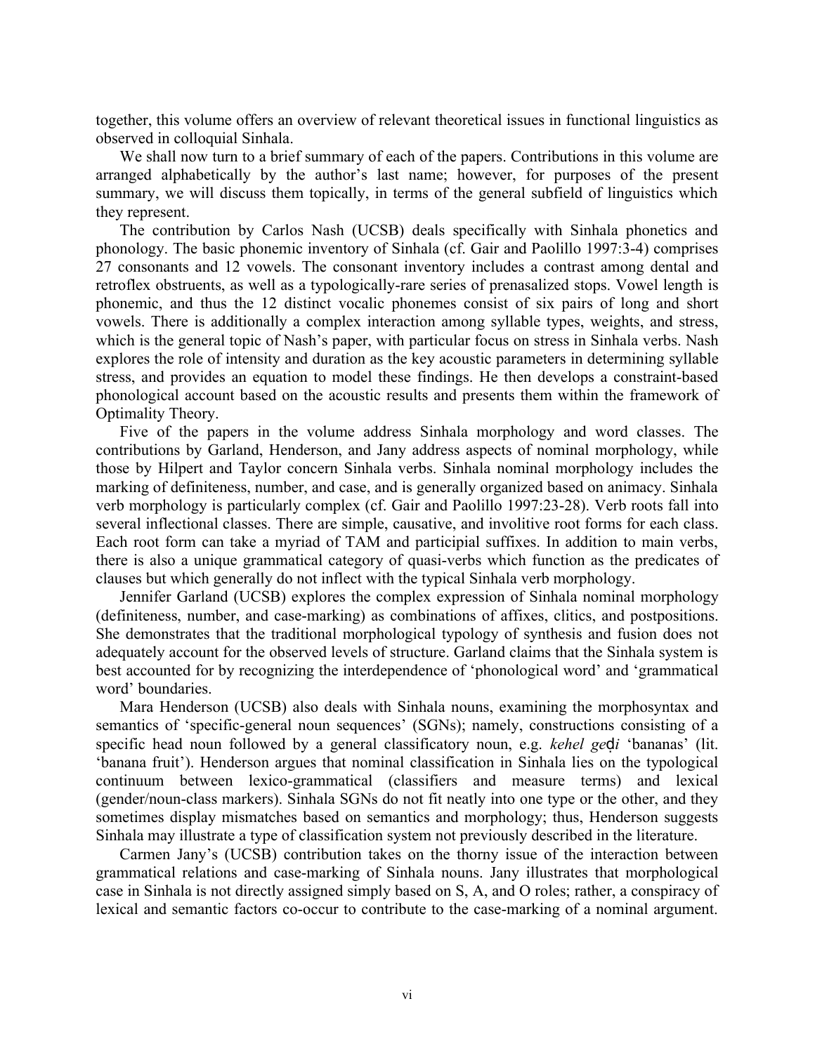together, this volume offers an overview of relevant theoretical issues in functional linguistics as observed in colloquial Sinhala.

We shall now turn to a brief summary of each of the papers. Contributions in this volume are arranged alphabetically by the author's last name; however, for purposes of the present summary, we will discuss them topically, in terms of the general subfield of linguistics which they represent.

The contribution by Carlos Nash (UCSB) deals specifically with Sinhala phonetics and phonology. The basic phonemic inventory of Sinhala (cf. Gair and Paolillo 1997:3-4) comprises 27 consonants and 12 vowels. The consonant inventory includes a contrast among dental and retroflex obstruents, as well as a typologically-rare series of prenasalized stops. Vowel length is phonemic, and thus the 12 distinct vocalic phonemes consist of six pairs of long and short vowels. There is additionally a complex interaction among syllable types, weights, and stress, which is the general topic of Nash's paper, with particular focus on stress in Sinhala verbs. Nash explores the role of intensity and duration as the key acoustic parameters in determining syllable stress, and provides an equation to model these findings. He then develops a constraint-based phonological account based on the acoustic results and presents them within the framework of Optimality Theory.

Five of the papers in the volume address Sinhala morphology and word classes. The contributions by Garland, Henderson, and Jany address aspects of nominal morphology, while those by Hilpert and Taylor concern Sinhala verbs. Sinhala nominal morphology includes the marking of definiteness, number, and case, and is generally organized based on animacy. Sinhala verb morphology is particularly complex (cf. Gair and Paolillo 1997:23-28). Verb roots fall into several inflectional classes. There are simple, causative, and involitive root forms for each class. Each root form can take a myriad of TAM and participial suffixes. In addition to main verbs, there is also a unique grammatical category of quasi-verbs which function as the predicates of clauses but which generally do not inflect with the typical Sinhala verb morphology.

Jennifer Garland (UCSB) explores the complex expression of Sinhala nominal morphology (definiteness, number, and case-marking) as combinations of affixes, clitics, and postpositions. She demonstrates that the traditional morphological typology of synthesis and fusion does not adequately account for the observed levels of structure. Garland claims that the Sinhala system is best accounted for by recognizing the interdependence of 'phonological word' and 'grammatical word' boundaries.

Mara Henderson (UCSB) also deals with Sinhala nouns, examining the morphosyntax and semantics of 'specific-general noun sequences' (SGNs); namely, constructions consisting of a specific head noun followed by a general classificatory noun, e.g. *kehel geḍi* 'bananas' (lit. 'banana fruit'). Henderson argues that nominal classification in Sinhala lies on the typological continuum between lexico-grammatical (classifiers and measure terms) and lexical (gender/noun-class markers). Sinhala SGNs do not fit neatly into one type or the other, and they sometimes display mismatches based on semantics and morphology; thus, Henderson suggests Sinhala may illustrate a type of classification system not previously described in the literature.

Carmen Jany's (UCSB) contribution takes on the thorny issue of the interaction between grammatical relations and case-marking of Sinhala nouns. Jany illustrates that morphological case in Sinhala is not directly assigned simply based on S, A, and O roles; rather, a conspiracy of lexical and semantic factors co-occur to contribute to the case-marking of a nominal argument.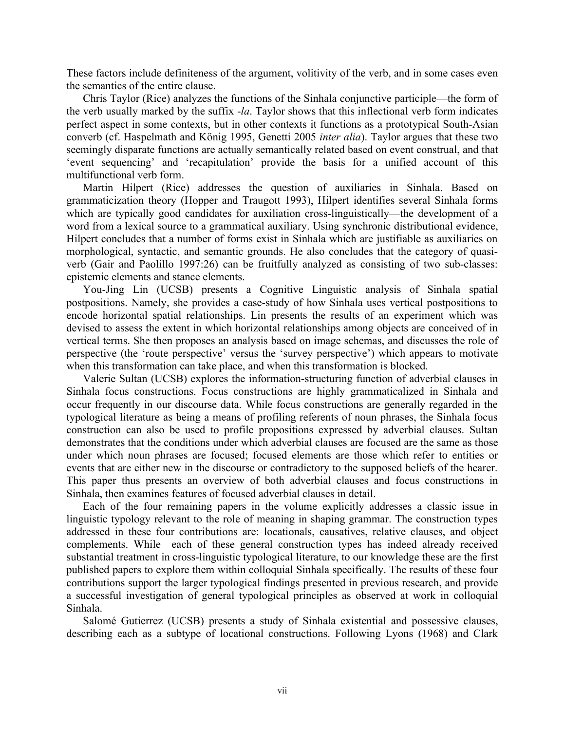These factors include definiteness of the argument, volitivity of the verb, and in some cases even the semantics of the entire clause.

Chris Taylor (Rice) analyzes the functions of the Sinhala conjunctive participle—the form of the verb usually marked by the suffix *-la*. Taylor shows that this inflectional verb form indicates perfect aspect in some contexts, but in other contexts it functions as a prototypical South-Asian converb (cf. Haspelmath and König 1995, Genetti 2005 *inter alia*). Taylor argues that these two seemingly disparate functions are actually semantically related based on event construal, and that 'event sequencing' and 'recapitulation' provide the basis for a unified account of this multifunctional verb form.

Martin Hilpert (Rice) addresses the question of auxiliaries in Sinhala. Based on grammaticization theory (Hopper and Traugott 1993), Hilpert identifies several Sinhala forms which are typically good candidates for auxiliation cross-linguistically—the development of a word from a lexical source to a grammatical auxiliary. Using synchronic distributional evidence, Hilpert concludes that a number of forms exist in Sinhala which are justifiable as auxiliaries on morphological, syntactic, and semantic grounds. He also concludes that the category of quasi-verb (Gair and Paolillo 1997:26) can be fruitfully analyzed as consisting of two sub-classes: epistemic elements and stance elements.

You-Jing Lin (UCSB) presents a Cognitive Linguistic analysis of Sinhala spatial postpositions. Namely, she provides a case-study of how Sinhala uses vertical postpositions to encode horizontal spatial relationships. Lin presents the results of an experiment which was devised to assess the extent in which horizontal relationships among objects are conceived of in vertical terms. She then proposes an analysis based on image schemas, and discusses the role of perspective (the 'route perspective' versus the 'survey perspective') which appears to motivate when this transformation can take place, and when this transformation is blocked.

Valerie Sultan (UCSB) explores the information-structuring function of adverbial clauses in Sinhala focus constructions. Focus constructions are highly grammaticalized in Sinhala and occur frequently in our discourse data. While focus constructions are generally regarded in the typological literature as being a means of profiling referents of noun phrases, the Sinhala focus construction can also be used to profile propositions expressed by adverbial clauses. Sultan demonstrates that the conditions under which adverbial clauses are focused are the same as those under which noun phrases are focused; focused elements are those which refer to entities or events that are either new in the discourse or contradictory to the supposed beliefs of the hearer. This paper thus presents an overview of both adverbial clauses and focus constructions in Sinhala, then examines features of focused adverbial clauses in detail.

Each of the four remaining papers in the volume explicitly addresses a classic issue in linguistic typology relevant to the role of meaning in shaping grammar. The construction types addressed in these four contributions are: locationals, causatives, relative clauses, and object complements. While each of these general construction types has indeed already received substantial treatment in cross-linguistic typological literature, to our knowledge these are the first published papers to explore them within colloquial Sinhala specifically. The results of these four contributions support the larger typological findings presented in previous research, and provide a successful investigation of general typological principles as observed at work in colloquial Sinhala.

Salomé Gutierrez (UCSB) presents a study of Sinhala existential and possessive clauses, describing each as a subtype of locational constructions. Following Lyons (1968) and Clark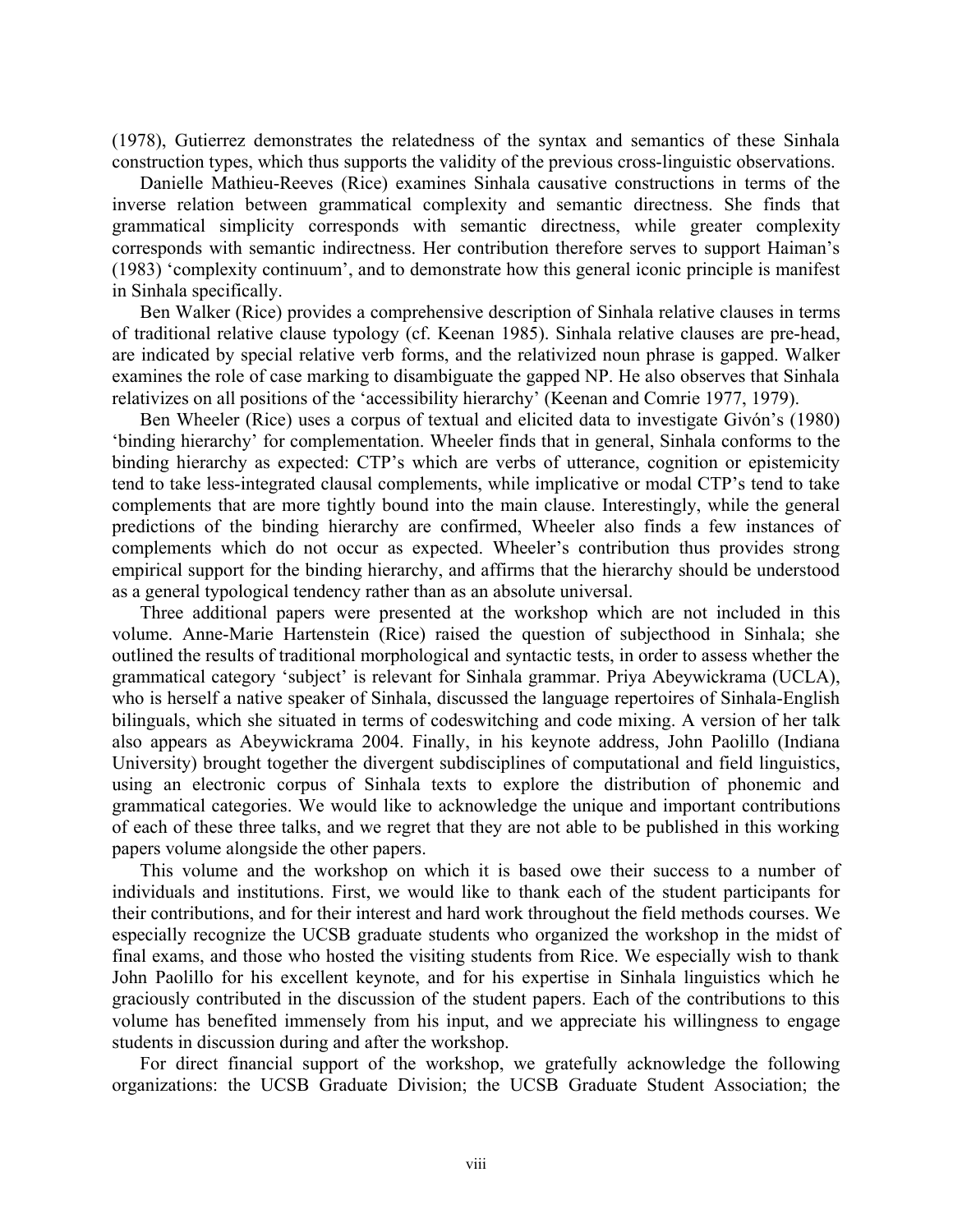(1978), Gutierrez demonstrates the relatedness of the syntax and semantics of these Sinhala construction types, which thus supports the validity of the previous cross-linguistic observations.

Danielle Mathieu-Reeves (Rice) examines Sinhala causative constructions in terms of the inverse relation between grammatical complexity and semantic directness. She finds that grammatical simplicity corresponds with semantic directness, while greater complexity corresponds with semantic indirectness. Her contribution therefore serves to support Haiman's (1983) 'complexity continuum', and to demonstrate how this general iconic principle is manifest in Sinhala specifically.

Ben Walker (Rice) provides a comprehensive description of Sinhala relative clauses in terms of traditional relative clause typology (cf. Keenan 1985). Sinhala relative clauses are pre-head, are indicated by special relative verb forms, and the relativized noun phrase is gapped. Walker examines the role of case marking to disambiguate the gapped NP. He also observes that Sinhala relativizes on all positions of the 'accessibility hierarchy' (Keenan and Comrie 1977, 1979).

Ben Wheeler (Rice) uses a corpus of textual and elicited data to investigate Givón's (1980) 'binding hierarchy' for complementation. Wheeler finds that in general, Sinhala conforms to the binding hierarchy as expected: CTP's which are verbs of utterance, cognition or epistemicity tend to take less-integrated clausal complements, while implicative or modal CTP's tend to take complements that are more tightly bound into the main clause. Interestingly, while the general predictions of the binding hierarchy are confirmed, Wheeler also finds a few instances of complements which do not occur as expected. Wheeler's contribution thus provides strong empirical support for the binding hierarchy, and affirms that the hierarchy should be understood as a general typological tendency rather than as an absolute universal.

Three additional papers were presented at the workshop which are not included in this volume. Anne-Marie Hartenstein (Rice) raised the question of subjecthood in Sinhala; she outlined the results of traditional morphological and syntactic tests, in order to assess whether the grammatical category 'subject' is relevant for Sinhala grammar. Priya Abeywickrama (UCLA), who is herself a native speaker of Sinhala, discussed the language repertoires of Sinhala-English bilinguals, which she situated in terms of codeswitching and code mixing. A version of her talk also appears as Abeywickrama 2004. Finally, in his keynote address, John Paolillo (Indiana University) brought together the divergent subdisciplines of computational and field linguistics, using an electronic corpus of Sinhala texts to explore the distribution of phonemic and grammatical categories. We would like to acknowledge the unique and important contributions of each of these three talks, and we regret that they are not able to be published in this working papers volume alongside the other papers.

This volume and the workshop on which it is based owe their success to a number of individuals and institutions. First, we would like to thank each of the student participants for their contributions, and for their interest and hard work throughout the field methods courses. We especially recognize the UCSB graduate students who organized the workshop in the midst of final exams, and those who hosted the visiting students from Rice. We especially wish to thank John Paolillo for his excellent keynote, and for his expertise in Sinhala linguistics which he graciously contributed in the discussion of the student papers. Each of the contributions to this volume has benefited immensely from his input, and we appreciate his willingness to engage students in discussion during and after the workshop.

For direct financial support of the workshop, we gratefully acknowledge the following organizations: the UCSB Graduate Division; the UCSB Graduate Student Association; the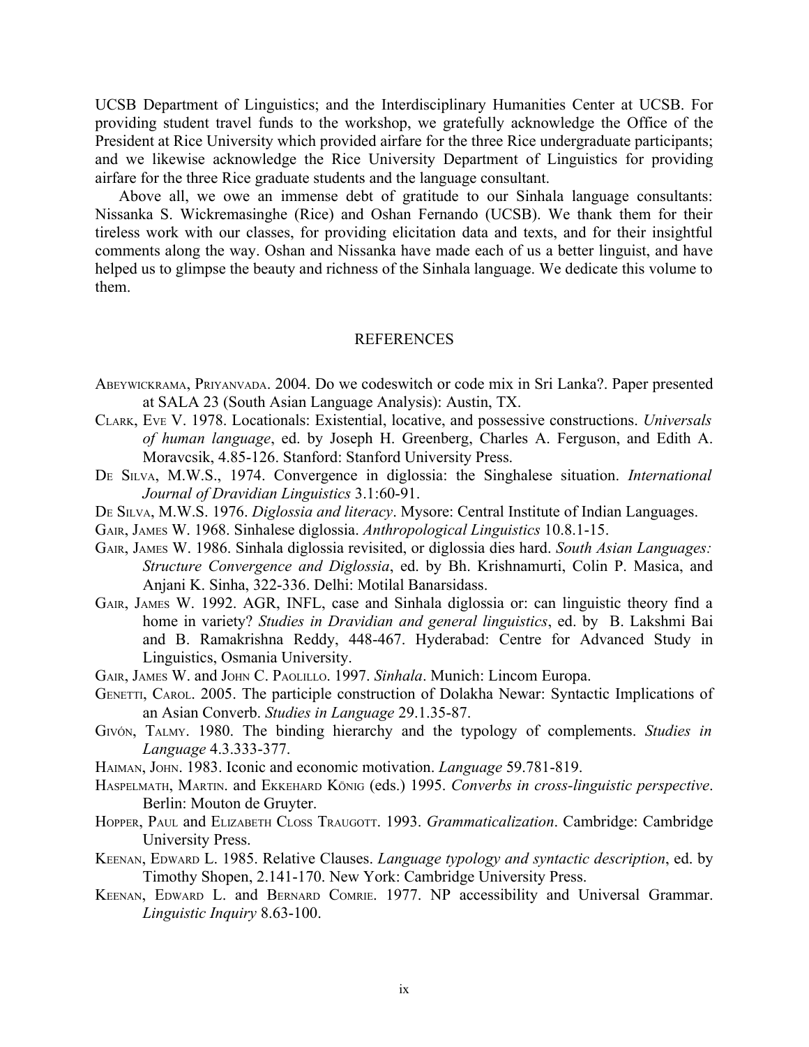UCSB Department of Linguistics; and the Interdisciplinary Humanities Center at UCSB. For providing student travel funds to the workshop, we gratefully acknowledge the Office of the President at Rice University which provided airfare for the three Rice undergraduate participants; and we likewise acknowledge the Rice University Department of Linguistics for providing airfare for the three Rice graduate students and the language consultant.

Above all, we owe an immense debt of gratitude to our Sinhala language consultants: Nissanka S. Wickremasinghe (Rice) and Oshan Fernando (UCSB). We thank them for their tireless work with our classes, for providing elicitation data and texts, and for their insightful comments along the way. Oshan and Nissanka have made each of us a better linguist, and have helped us to glimpse the beauty and richness of the Sinhala language. We dedicate this volume to them.

## REFERENCES

Abeywickrama, Priyanvada. 2004. Do we codeswitch or code mix in Sri Lanka?. Paper presented at SALA 23 (South Asian Language Analysis): Austin, TX.

Clark, Eve V. 1978. Locationals: Existential, locative, and possessive constructions. *Universals of human language*, ed. by Joseph H. Greenberg, Charles A. Ferguson, and Edith A. Moravcsik, 4.85-126. Stanford: Stanford University Press.

De Silva, M.W.S., 1974. Convergence in diglossia: the Singhalese situation. *International Journal of Dravidian Linguistics* 3.1:60-91.

De Silva, M.W.S. 1976. *Diglossia and literacy*. Mysore: Central Institute of Indian Languages.

Gair, James W. 1968. Sinhalese diglossia. *Anthropological Linguistics* 10.8.1-15.

Gair, James W. 1986. Sinhala diglossia revisited, or diglossia dies hard. *South Asian Languages: Structure Convergence and Diglossia*, ed. by Bh. Krishnamurti, Colin P. Masica, and Anjani K. Sinha, 322-336. Delhi: Motilal Banarsidass.

Gair, James W. 1992. AGR, INFL, case and Sinhala diglossia or: can linguistic theory find a home in variety? *Studies in Dravidian and general linguistics*, ed. by B. Lakshmi Bai and B. Ramakrishna Reddy, 448-467. Hyderabad: Centre for Advanced Study in Linguistics, Osmania University.

Gair, James W. and John C. Paolillo. 1997. *Sinhala*. Munich: Lincom Europa.

Genetti, Carol. 2005. The participle construction of Dolakha Newar: Syntactic Implications of an Asian Converb. *Studies in Language* 29.1.35-87.

Givón, Talmy. 1980. The binding hierarchy and the typology of complements. *Studies in Language* 4.3.333-377.

Haiman, John. 1983. Iconic and economic motivation. *Language* 59.781-819.

Haspelmath, Martin. and Ekkehard König (eds.) 1995. *Converbs in cross-linguistic perspective*. Berlin: Mouton de Gruyter.

Hopper, Paul and Elizabeth Closs Traugott. 1993. *Grammaticalization*. Cambridge: Cambridge University Press.

Keenan, Edward L. 1985. Relative Clauses. *Language typology and syntactic description*, ed. by Timothy Shopen, 2.141-170. New York: Cambridge University Press.

Keenan, Edward L. and Bernard Comrie. 1977. NP accessibility and Universal Grammar. *Linguistic Inquiry* 8.63-100.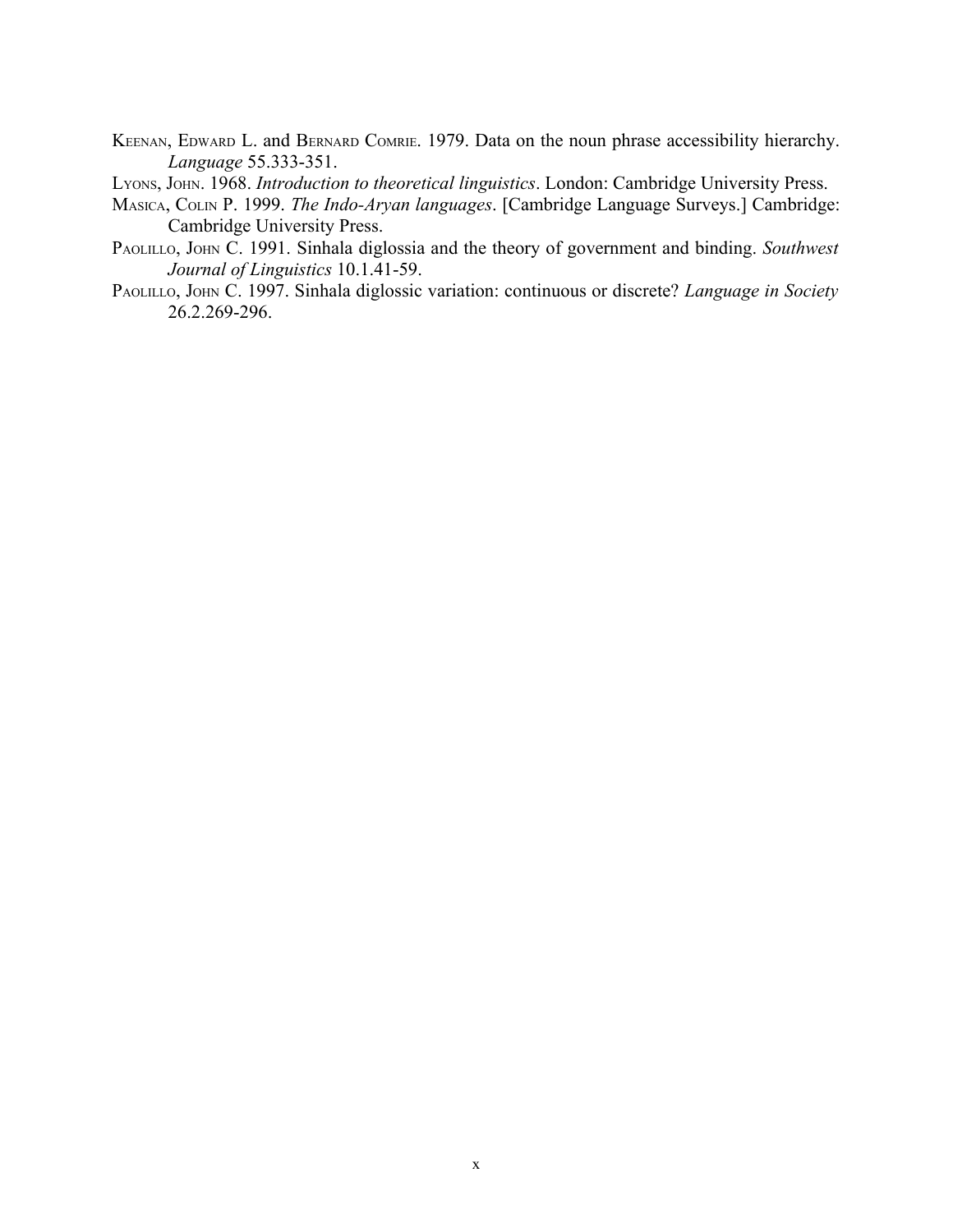Keenan, Edward L. and Bernard Comrie. 1979. Data on the noun phrase accessibility hierarchy. *Language* 55.333-351.

Lyons, John. 1968. *Introduction to theoretical linguistics*. London: Cambridge University Press.

Masica, Colin P. 1999. *The Indo-Aryan languages*. [Cambridge Language Surveys.] Cambridge: Cambridge University Press.

Paolillo, John C. 1991. Sinhala diglossia and the theory of government and binding. *Southwest Journal of Linguistics* 10.1.41-59.

Paolillo, John C. 1997. Sinhala diglossic variation: continuous or discrete? *Language in Society* 26.2.269-296.